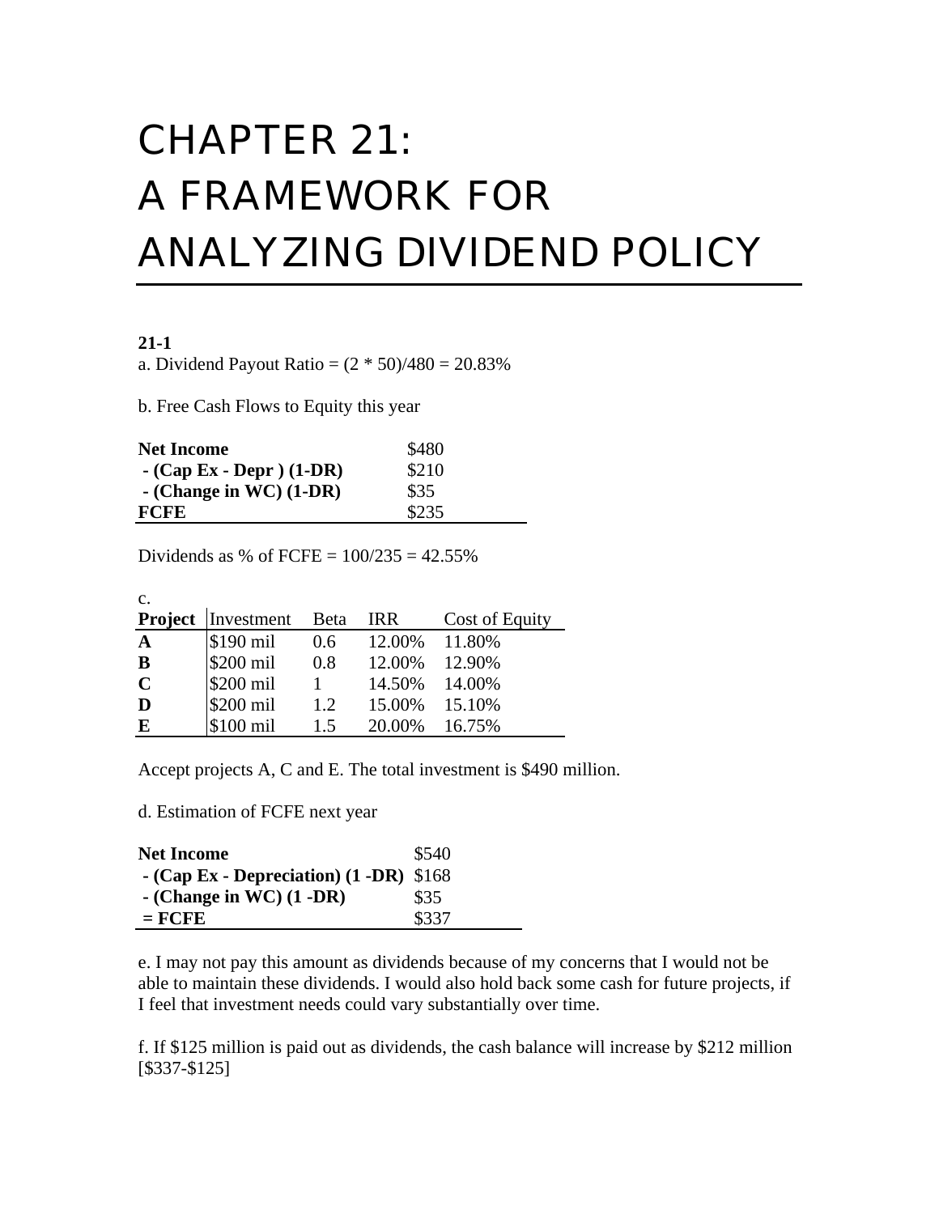# CHAPTER 21: A FRAMEWORK FOR ANALYZING DIVIDEND POLICY

**21-1**

a. Dividend Payout Ratio = (2 * 50)/480 = 20.83%

b. Free Cash Flows to Equity this year

| **Net Income** | $480 |
|---|---|
| **- (Cap Ex - Depr ) (1-DR)** | $210 |
| **- (Change in WC) (1-DR)** | $35 |
| **FCFE** | $235 |

Dividends as % of FCFE = 100/235 = 42.55%

c.

| **Project** | Investment | Beta | IRR | Cost of Equity |
|---|---|---|---|---|
| **A** | $190 mil | 0.6 | 12.00% | 11.80% |
| **B** | $200 mil | 0.8 | 12.00% | 12.90% |
| **C** | $200 mil | 1 | 14.50% | 14.00% |
| **D** | $200 mil | 1.2 | 15.00% | 15.10% |
| **E** | $100 mil | 1.5 | 20.00% | 16.75% |

Accept projects A, C and E. The total investment is $490 million.

d. Estimation of FCFE next year

| **Net Income** | $540 |
|---|---|
| **- (Cap Ex - Depreciation) (1 -DR)** | $168 |
| **- (Change in WC) (1 -DR)** | $35 |
| **= FCFE** | $337 |

e. I may not pay this amount as dividends because of my concerns that I would not be able to maintain these dividends. I would also hold back some cash for future projects, if I feel that investment needs could vary substantially over time.

f. If $125 million is paid out as dividends, the cash balance will increase by $212 million [$337-$125]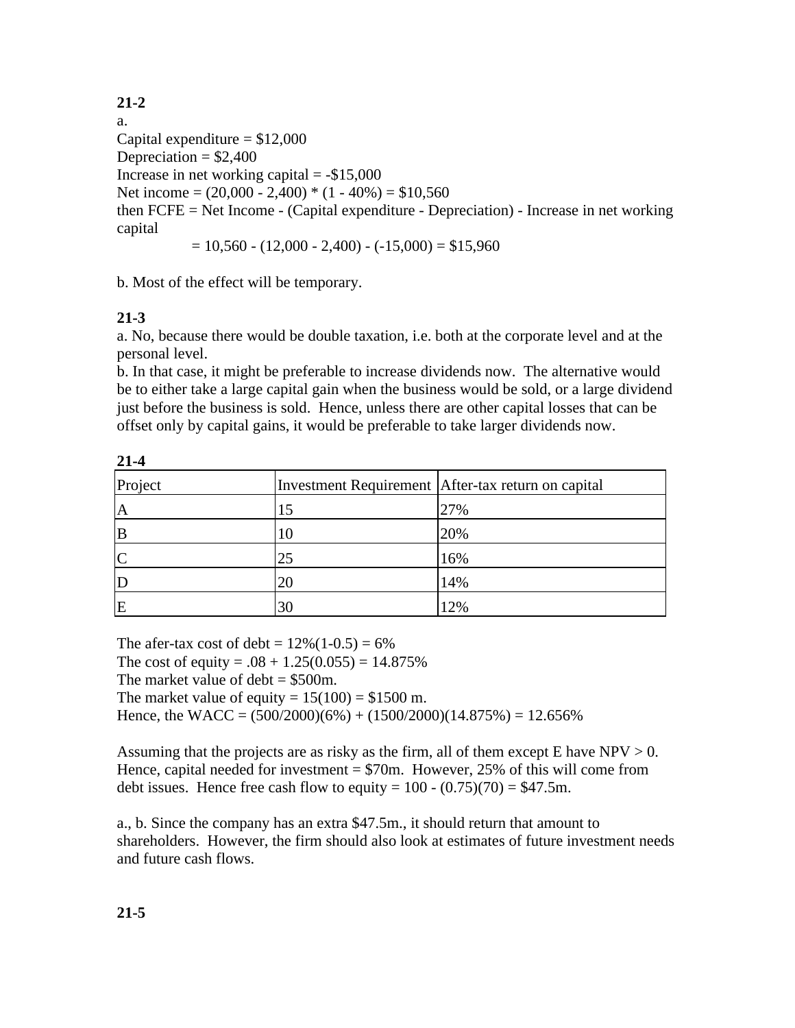**21-2**

a.

Capital expenditure = $12,000

Depreciation = $2,400

Increase in net working capital = -$15,000

Net income = (20,000 - 2,400) * (1 - 40%) = $10,560

then FCFE = Net Income - (Capital expenditure - Depreciation) - Increase in net working capital

= 10,560 - (12,000 - 2,400) - (-15,000) = $15,960

b. Most of the effect will be temporary.

**21-3**

a. No, because there would be double taxation, i.e. both at the corporate level and at the personal level.

b. In that case, it might be preferable to increase dividends now. The alternative would be to either take a large capital gain when the business would be sold, or a large dividend just before the business is sold. Hence, unless there are other capital losses that can be offset only by capital gains, it would be preferable to take larger dividends now.

**21-4**

| Project | Investment Requirement | After-tax return on capital |
|---|---|---|
| A | 15 | 27% |
| B | 10 | 20% |
| C | 25 | 16% |
| D | 20 | 14% |
| E | 30 | 12% |

The afer-tax cost of debt = 12%(1-0.5) = 6%

The cost of equity = .08 + 1.25(0.055) = 14.875%

The market value of debt = $500m.

The market value of equity = 15(100) = $1500 m.

Hence, the WACC = (500/2000)(6%) + (1500/2000)(14.875%) = 12.656%

Assuming that the projects are as risky as the firm, all of them except E have NPV > 0. Hence, capital needed for investment = $70m. However, 25% of this will come from debt issues. Hence free cash flow to equity = 100 - (0.75)(70) = $47.5m.

a., b. Since the company has an extra $47.5m., it should return that amount to shareholders. However, the firm should also look at estimates of future investment needs and future cash flows.

**21-5**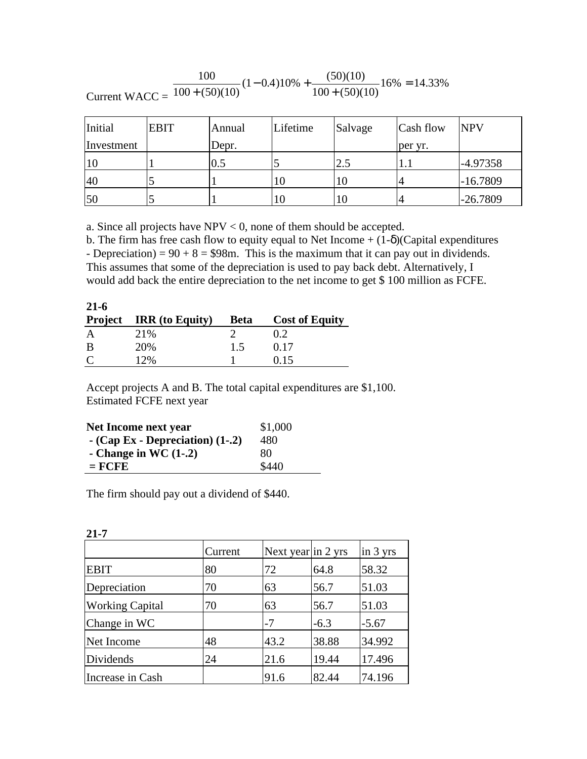Current WACC = $\frac{100}{100+(50)(10)}(1-0.4)10\% + \frac{(50)(10)}{100+(50)(10)}16\% = 14.33\%$

| Initial Investment | EBIT | Annual Depr. | Lifetime | Salvage | Cash flow per yr. | NPV |
|---|---|---|---|---|---|---|
| 10 | 1 | 0.5 | 5 | 2.5 | 1.1 | -4.97358 |
| 40 | 5 | 1 | 10 | 10 | 4 | -16.7809 |
| 50 | 5 | 1 | 10 | 10 | 4 | -26.7809 |

a. Since all projects have NPV < 0, none of them should be accepted.
b. The firm has free cash flow to equity equal to Net Income + (1-δ)(Capital expenditures - Depreciation) = 90 + 8 = $98m. This is the maximum that it can pay out in dividends. This assumes that some of the depreciation is used to pay back debt. Alternatively, I would add back the entire depreciation to the net income to get $ 100 million as FCFE.

**21-6**

| Project | IRR (to Equity) | Beta | Cost of Equity |
|---|---|---|---|
| A | 21% | 2 | 0.2 |
| B | 20% | 1.5 | 0.17 |
| C | 12% | 1 | 0.15 |

Accept projects A and B. The total capital expenditures are $1,100.
Estimated FCFE next year

| Net Income next year | $1,000 |
|---|---|
| - (Cap Ex - Depreciation) (1-.2) | 480 |
| - Change in WC (1-.2) | 80 |
| = FCFE | $440 |

The firm should pay out a dividend of $440.

**21-7**

| | Current | Next year | in 2 yrs | in 3 yrs |
|---|---|---|---|---|
| EBIT | 80 | 72 | 64.8 | 58.32 |
| Depreciation | 70 | 63 | 56.7 | 51.03 |
| Working Capital | 70 | 63 | 56.7 | 51.03 |
| Change in WC | | -7 | -6.3 | -5.67 |
| Net Income | 48 | 43.2 | 38.88 | 34.992 |
| Dividends | 24 | 21.6 | 19.44 | 17.496 |
| Increase in Cash | | 91.6 | 82.44 | 74.196 |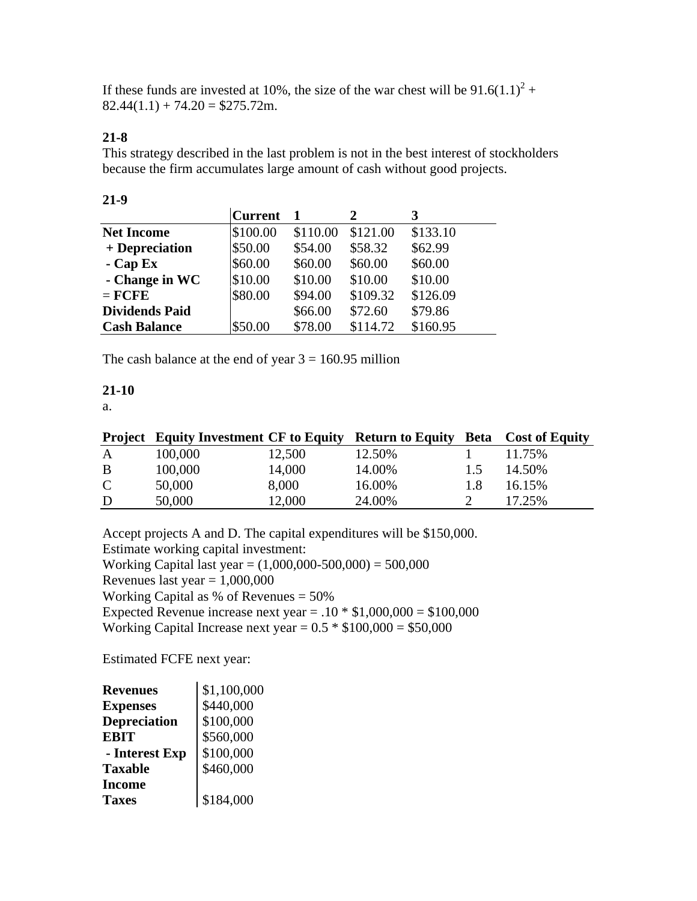If these funds are invested at 10%, the size of the war chest will be $91.6(1.1)^2 + 82.44(1.1) + 74.20 = \$275.72$m.

**21-8**

This strategy described in the last problem is not in the best interest of stockholders because the firm accumulates large amount of cash without good projects.

**21-9**

| | Current | 1 | 2 | 3 |
|---|---|---|---|---|
| **Net Income** | $100.00 | $110.00 | $121.00 | $133.10 |
| **+ Depreciation** | $50.00 | $54.00 | $58.32 | $62.99 |
| **- Cap Ex** | $60.00 | $60.00 | $60.00 | $60.00 |
| **- Change in WC** | $10.00 | $10.00 | $10.00 | $10.00 |
| **= FCFE** | $80.00 | $94.00 | $109.32 | $126.09 |
| **Dividends Paid** | | $66.00 | $72.60 | $79.86 |
| **Cash Balance** | $50.00 | $78.00 | $114.72 | $160.95 |

The cash balance at the end of year 3 = 160.95 million

**21-10**

a.

| Project | Equity Investment | CF to Equity | Return to Equity | Beta | Cost of Equity |
|---|---|---|---|---|---|
| A | 100,000 | 12,500 | 12.50% | 1 | 11.75% |
| B | 100,000 | 14,000 | 14.00% | 1.5 | 14.50% |
| C | 50,000 | 8,000 | 16.00% | 1.8 | 16.15% |
| D | 50,000 | 12,000 | 24.00% | 2 | 17.25% |

Accept projects A and D. The capital expenditures will be $150,000.
Estimate working capital investment:
Working Capital last year = (1,000,000-500,000) = 500,000
Revenues last year = 1,000,000
Working Capital as % of Revenues = 50%
Expected Revenue increase next year = .10 * $1,000,000 = $100,000
Working Capital Increase next year = 0.5 * $100,000 = $50,000

Estimated FCFE next year:

| | |
|---|---|
| **Revenues** | $1,100,000 |
| **Expenses** | $440,000 |
| **Depreciation** | $100,000 |
| **EBIT** | $560,000 |
| **- Interest Exp** | $100,000 |
| **Taxable Income** | $460,000 |
| **Taxes** | $184,000 |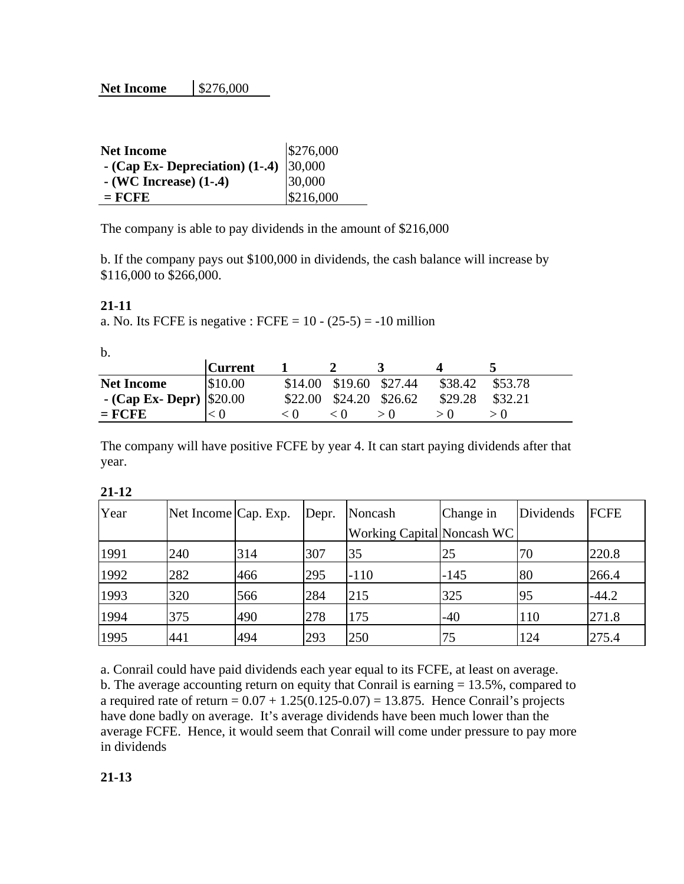| **Net Income** | $276,000 |
|---|---|

| **Net Income** | $276,000 |
|---|---|
| **- (Cap Ex- Depreciation) (1-.4)** | 30,000 |
| **- (WC Increase) (1-.4)** | 30,000 |
| **= FCFE** | $216,000 |

The company is able to pay dividends in the amount of $216,000

b. If the company pays out $100,000 in dividends, the cash balance will increase by $116,000 to $266,000.

**21-11**

a. No. Its FCFE is negative : FCFE = 10 - (25-5) = -10 million

b.

| | **Current** | **1** | **2** | **3** | **4** | **5** |
|---|---|---|---|---|---|---|
| **Net Income** | $10.00 | $14.00 | $19.60 | $27.44 | $38.42 | $53.78 |
| **- (Cap Ex- Depr)** | $20.00 | $22.00 | $24.20 | $26.62 | $29.28 | $32.21 |
| **= FCFE** | < 0 | < 0 | < 0 | > 0 | > 0 | > 0 |

The company will have positive FCFE by year 4. It can start paying dividends after that year.

**21-12**

| Year | Net Income | Cap. Exp. | Depr. | Noncash Working Capital | Change in Noncash WC | Dividends | FCFE |
|---|---|---|---|---|---|---|---|
| 1991 | 240 | 314 | 307 | 35 | 25 | 70 | 220.8 |
| 1992 | 282 | 466 | 295 | -110 | -145 | 80 | 266.4 |
| 1993 | 320 | 566 | 284 | 215 | 325 | 95 | -44.2 |
| 1994 | 375 | 490 | 278 | 175 | -40 | 110 | 271.8 |
| 1995 | 441 | 494 | 293 | 250 | 75 | 124 | 275.4 |

a. Conrail could have paid dividends each year equal to its FCFE, at least on average.
b. The average accounting return on equity that Conrail is earning = 13.5%, compared to a required rate of return = 0.07 + 1.25(0.125-0.07) = 13.875. Hence Conrail's projects have done badly on average. It's average dividends have been much lower than the average FCFE. Hence, it would seem that Conrail will come under pressure to pay more in dividends

**21-13**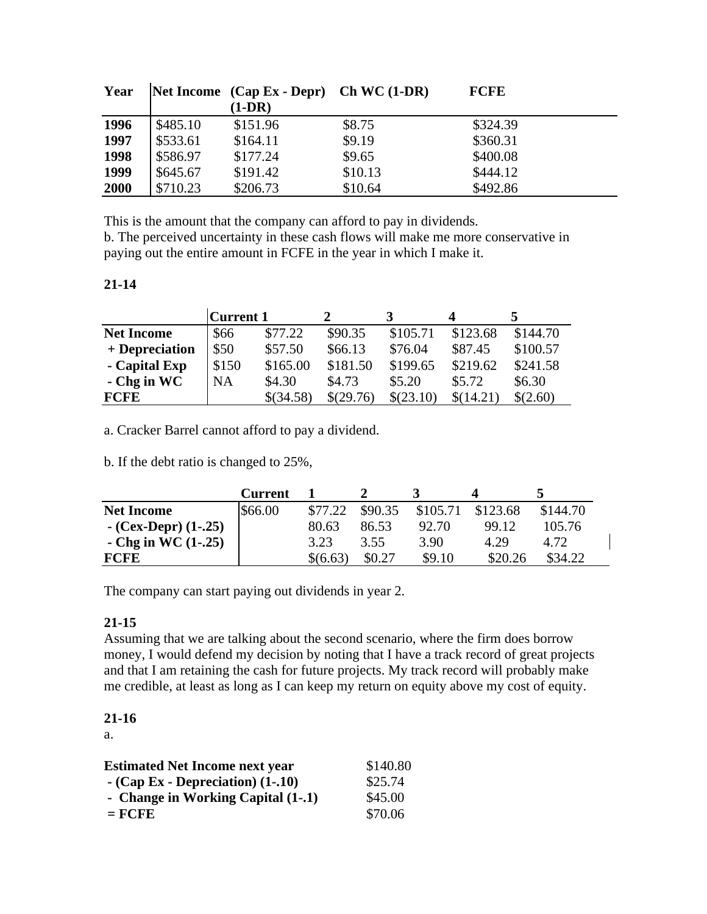| Year | Net Income | (Cap Ex - Depr) (1-DR) | Ch WC (1-DR) | FCFE |
|---|---|---|---|---|
| 1996 | $485.10 | $151.96 | $8.75 | $324.39 |
| 1997 | $533.61 | $164.11 | $9.19 | $360.31 |
| 1998 | $586.97 | $177.24 | $9.65 | $400.08 |
| 1999 | $645.67 | $191.42 | $10.13 | $444.12 |
| 2000 | $710.23 | $206.73 | $10.64 | $492.86 |

This is the amount that the company can afford to pay in dividends.
b. The perceived uncertainty in these cash flows will make me more conservative in paying out the entire amount in FCFE in the year in which I make it.

**21-14**

| | Current | 1 | 2 | 3 | 4 | 5 |
|---|---|---|---|---|---|---|
| **Net Income** | $66 | $77.22 | $90.35 | $105.71 | $123.68 | $144.70 |
| **+ Depreciation** | $50 | $57.50 | $66.13 | $76.04 | $87.45 | $100.57 |
| **- Capital Exp** | $150 | $165.00 | $181.50 | $199.65 | $219.62 | $241.58 |
| **- Chg in WC** | NA | $4.30 | $4.73 | $5.20 | $5.72 | $6.30 |
| **FCFE** | | $(34.58) | $(29.76) | $(23.10) | $(14.21) | $(2.60) |

a. Cracker Barrel cannot afford to pay a dividend.

b. If the debt ratio is changed to 25%,

| | Current | 1 | 2 | 3 | 4 | 5 |
|---|---|---|---|---|---|---|
| **Net Income** | $66.00 | $77.22 | $90.35 | $105.71 | $123.68 | $144.70 |
| **- (Cex-Depr) (1-.25)** | | 80.63 | 86.53 | 92.70 | 99.12 | 105.76 |
| **- Chg in WC (1-.25)** | | 3.23 | 3.55 | 3.90 | 4.29 | 4.72 |
| **FCFE** | | $(6.63) | $0.27 | $9.10 | $20.26 | $34.22 |

The company can start paying out dividends in year 2.

**21-15**

Assuming that we are talking about the second scenario, where the firm does borrow money, I would defend my decision by noting that I have a track record of great projects and that I am retaining the cash for future projects. My track record will probably make me credible, at least as long as I can keep my return on equity above my cost of equity.

**21-16**

a.

| | |
|---|---|
| **Estimated Net Income next year** | $140.80 |
| **- (Cap Ex - Depreciation) (1-.10)** | $25.74 |
| **- Change in Working Capital (1-.1)** | $45.00 |
| **= FCFE** | $70.06 |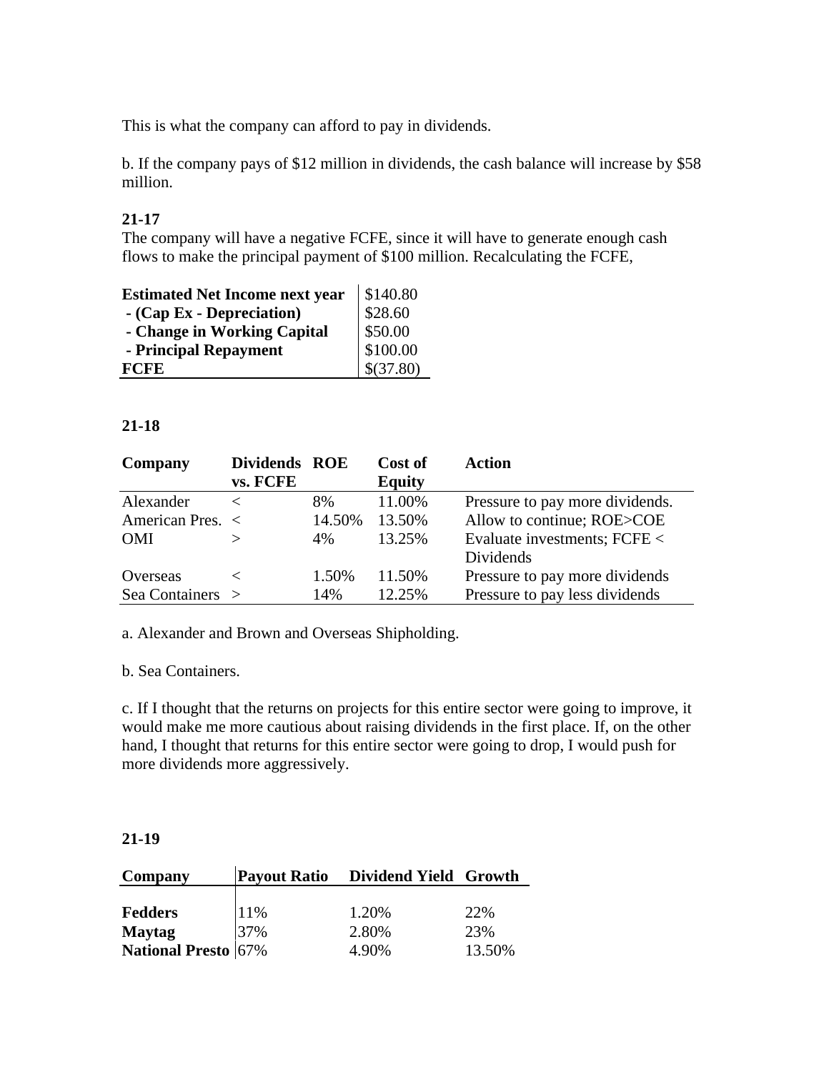This is what the company can afford to pay in dividends.

b. If the company pays of $12 million in dividends, the cash balance will increase by $58 million.

**21-17**

The company will have a negative FCFE, since it will have to generate enough cash flows to make the principal payment of $100 million. Recalculating the FCFE,

| | |
|---|---|
| **Estimated Net Income next year** | $140.80 |
| **- (Cap Ex - Depreciation)** | $28.60 |
| **- Change in Working Capital** | $50.00 |
| **- Principal Repayment** | $100.00 |
| **FCFE** | $(37.80) |

**21-18**

| Company | Dividends vs. FCFE | ROE | Cost of Equity | Action |
|---|---|---|---|---|
| Alexander | < | 8% | 11.00% | Pressure to pay more dividends. |
| American Pres. | < | 14.50% | 13.50% | Allow to continue; ROE>COE |
| OMI | > | 4% | 13.25% | Evaluate investments; FCFE < Dividends |
| Overseas | < | 1.50% | 11.50% | Pressure to pay more dividends |
| Sea Containers | > | 14% | 12.25% | Pressure to pay less dividends |

a. Alexander and Brown and Overseas Shipholding.

b. Sea Containers.

c. If I thought that the returns on projects for this entire sector were going to improve, it would make me more cautious about raising dividends in the first place. If, on the other hand, I thought that returns for this entire sector were going to drop, I would push for more dividends more aggressively.

**21-19**

| Company | Payout Ratio | Dividend Yield | Growth |
|---|---|---|---|
| **Fedders** | 11% | 1.20% | 22% |
| **Maytag** | 37% | 2.80% | 23% |
| **National Presto** | 67% | 4.90% | 13.50% |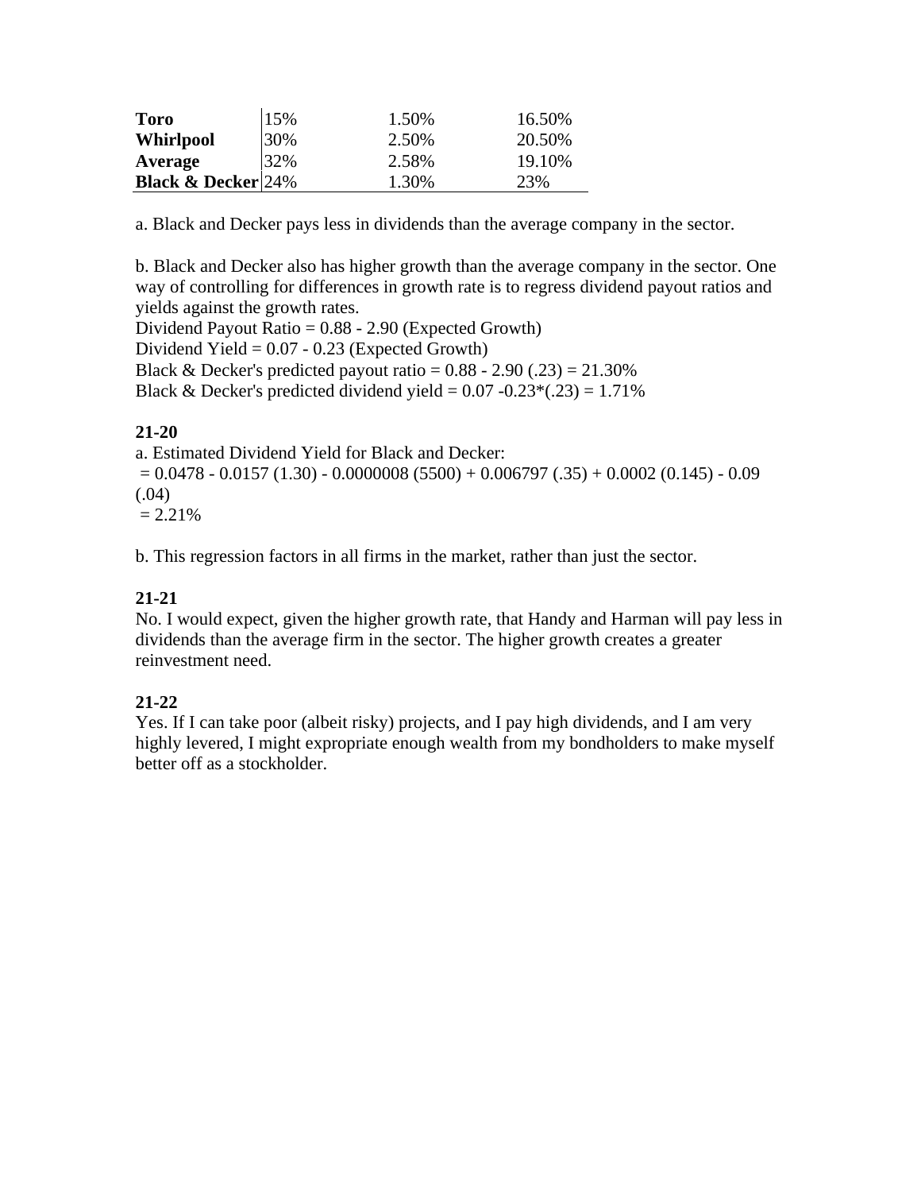| | | | |
|---|---|---|---|
| **Toro** | 15% | 1.50% | 16.50% |
| **Whirlpool** | 30% | 2.50% | 20.50% |
| **Average** | 32% | 2.58% | 19.10% |
| **Black & Decker** | 24% | 1.30% | 23% |

a. Black and Decker pays less in dividends than the average company in the sector.

b. Black and Decker also has higher growth than the average company in the sector. One way of controlling for differences in growth rate is to regress dividend payout ratios and yields against the growth rates.
Dividend Payout Ratio = 0.88 - 2.90 (Expected Growth)
Dividend Yield = 0.07 - 0.23 (Expected Growth)
Black & Decker's predicted payout ratio = 0.88 - 2.90 (.23) = 21.30%
Black & Decker's predicted dividend yield = 0.07 -0.23*(.23) = 1.71%

**21-20**
a. Estimated Dividend Yield for Black and Decker:
= 0.0478 - 0.0157 (1.30) - 0.0000008 (5500) + 0.006797 (.35) + 0.0002 (0.145) - 0.09 (.04)
= 2.21%

b. This regression factors in all firms in the market, rather than just the sector.

**21-21**
No. I would expect, given the higher growth rate, that Handy and Harman will pay less in dividends than the average firm in the sector. The higher growth creates a greater reinvestment need.

**21-22**
Yes. If I can take poor (albeit risky) projects, and I pay high dividends, and I am very highly levered, I might expropriate enough wealth from my bondholders to make myself better off as a stockholder.